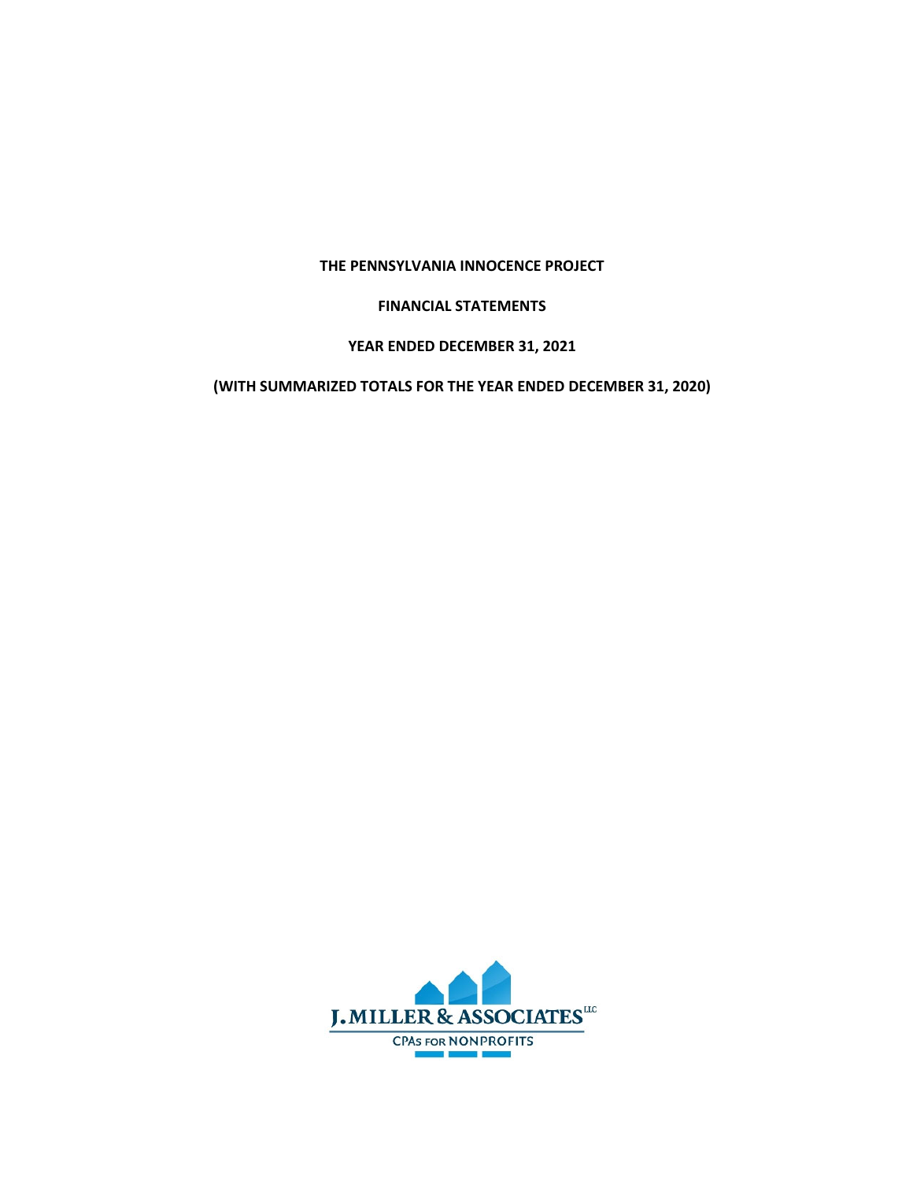# THE PENNSYLVANIA INNOCENCE PROJECT

## FINANCIAL STATEMENTS

## YEAR ENDED DECEMBER 31, 2021

## (WITH SUMMARIZED TOTALS FOR THE YEAR ENDED DECEMBER 31, 2020)

J. MILLER & ASSOCIATES LLC

CPAs FOR NONPROFITS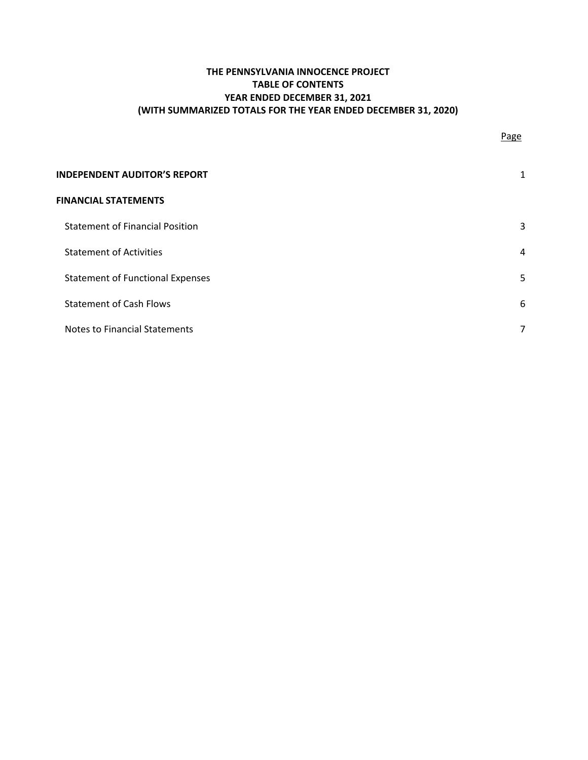**THE PENNSYLVANIA INNOCENCE PROJECT**
**TABLE OF CONTENTS**
**YEAR ENDED DECEMBER 31, 2021**
**(WITH SUMMARIZED TOTALS FOR THE YEAR ENDED DECEMBER 31, 2020)**

| | Page |
|---|---|
| **INDEPENDENT AUDITOR'S REPORT** | 1 |
| **FINANCIAL STATEMENTS** | |
| Statement of Financial Position | 3 |
| Statement of Activities | 4 |
| Statement of Functional Expenses | 5 |
| Statement of Cash Flows | 6 |
| Notes to Financial Statements | 7 |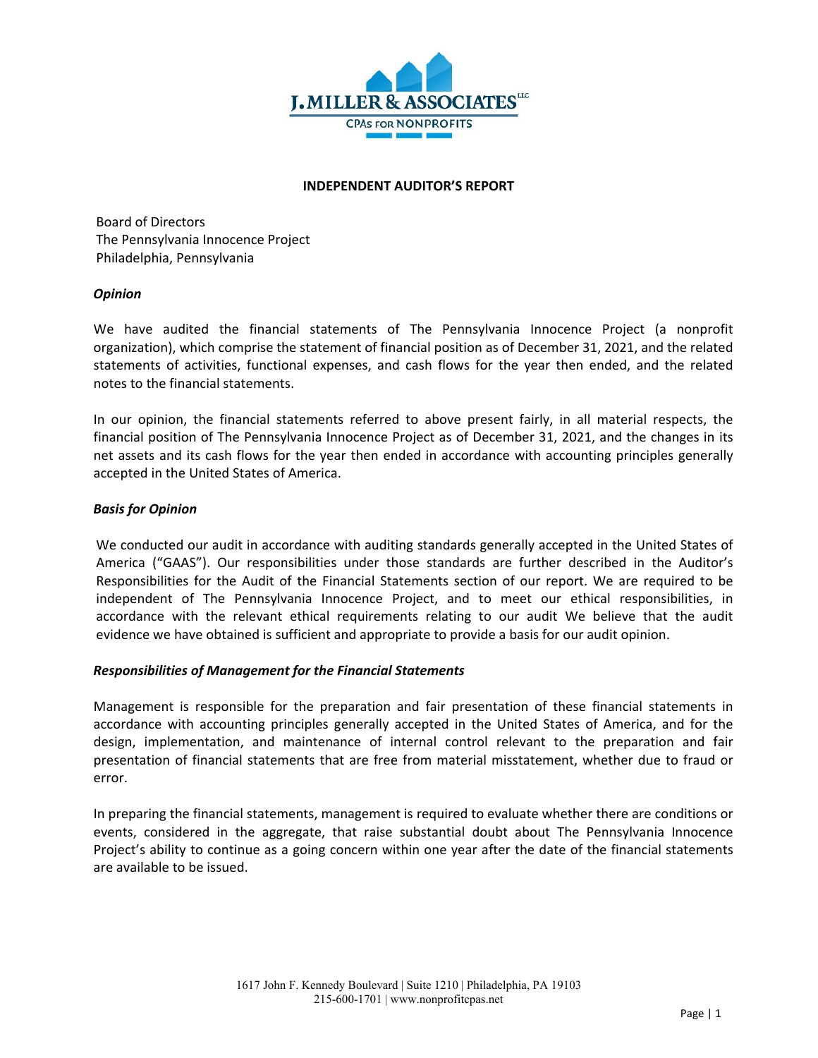J. MILLER & ASSOCIATES LLC
CPAs FOR NONPROFITS

## INDEPENDENT AUDITOR'S REPORT

Board of Directors
The Pennsylvania Innocence Project
Philadelphia, Pennsylvania

### *Opinion*

We have audited the financial statements of The Pennsylvania Innocence Project (a nonprofit organization), which comprise the statement of financial position as of December 31, 2021, and the related statements of activities, functional expenses, and cash flows for the year then ended, and the related notes to the financial statements.

In our opinion, the financial statements referred to above present fairly, in all material respects, the financial position of The Pennsylvania Innocence Project as of December 31, 2021, and the changes in its net assets and its cash flows for the year then ended in accordance with accounting principles generally accepted in the United States of America.

### *Basis for Opinion*

We conducted our audit in accordance with auditing standards generally accepted in the United States of America ("GAAS"). Our responsibilities under those standards are further described in the Auditor's Responsibilities for the Audit of the Financial Statements section of our report. We are required to be independent of The Pennsylvania Innocence Project, and to meet our ethical responsibilities, in accordance with the relevant ethical requirements relating to our audit We believe that the audit evidence we have obtained is sufficient and appropriate to provide a basis for our audit opinion.

### *Responsibilities of Management for the Financial Statements*

Management is responsible for the preparation and fair presentation of these financial statements in accordance with accounting principles generally accepted in the United States of America, and for the design, implementation, and maintenance of internal control relevant to the preparation and fair presentation of financial statements that are free from material misstatement, whether due to fraud or error.

In preparing the financial statements, management is required to evaluate whether there are conditions or events, considered in the aggregate, that raise substantial doubt about The Pennsylvania Innocence Project's ability to continue as a going concern within one year after the date of the financial statements are available to be issued.

1617 John F. Kennedy Boulevard | Suite 1210 | Philadelphia, PA 19103
215-600-1701 | www.nonprofitcpas.net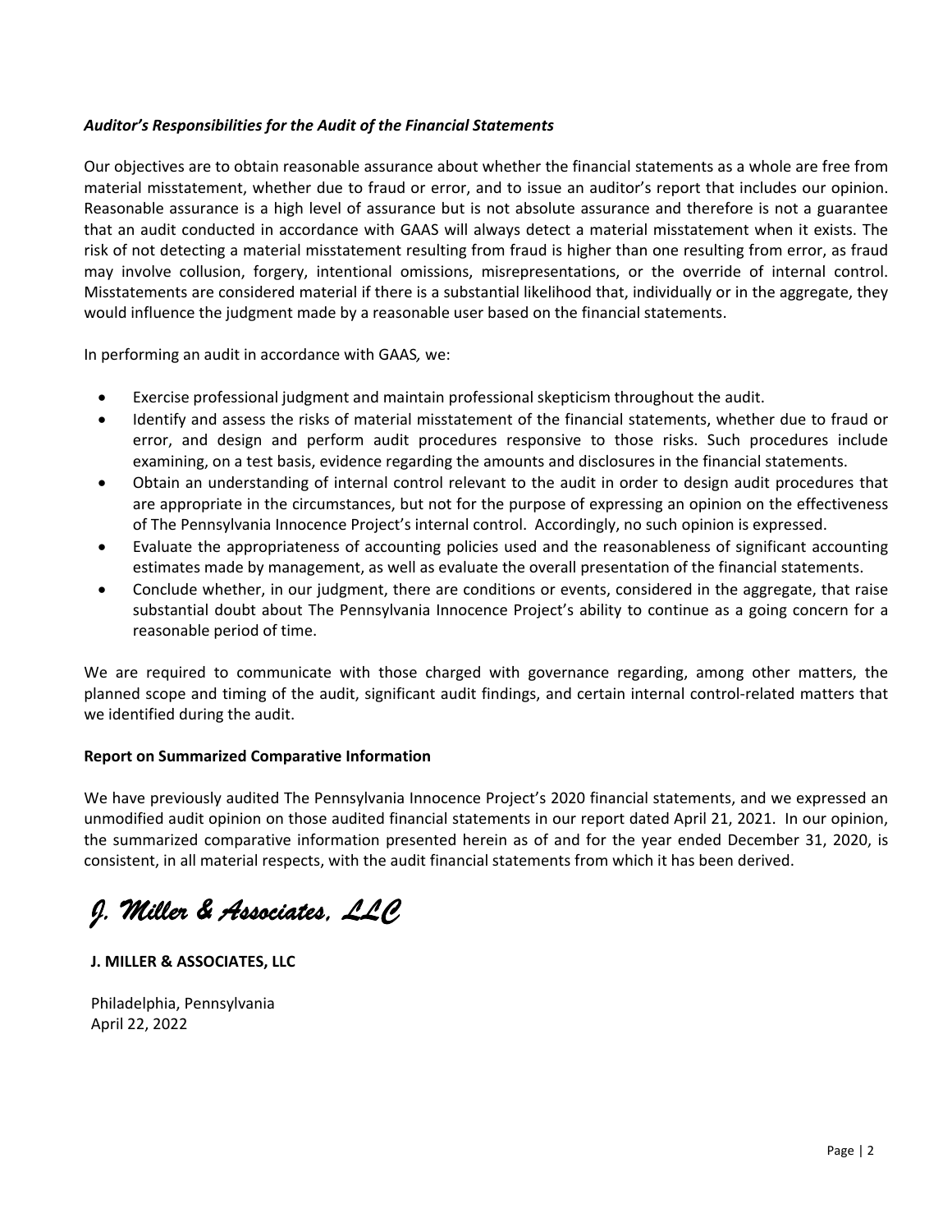***Auditor's Responsibilities for the Audit of the Financial Statements***

Our objectives are to obtain reasonable assurance about whether the financial statements as a whole are free from material misstatement, whether due to fraud or error, and to issue an auditor's report that includes our opinion. Reasonable assurance is a high level of assurance but is not absolute assurance and therefore is not a guarantee that an audit conducted in accordance with GAAS will always detect a material misstatement when it exists. The risk of not detecting a material misstatement resulting from fraud is higher than one resulting from error, as fraud may involve collusion, forgery, intentional omissions, misrepresentations, or the override of internal control. Misstatements are considered material if there is a substantial likelihood that, individually or in the aggregate, they would influence the judgment made by a reasonable user based on the financial statements.

In performing an audit in accordance with GAAS*,* we:

- Exercise professional judgment and maintain professional skepticism throughout the audit.
- Identify and assess the risks of material misstatement of the financial statements, whether due to fraud or error, and design and perform audit procedures responsive to those risks. Such procedures include examining, on a test basis, evidence regarding the amounts and disclosures in the financial statements.
- Obtain an understanding of internal control relevant to the audit in order to design audit procedures that are appropriate in the circumstances, but not for the purpose of expressing an opinion on the effectiveness of The Pennsylvania Innocence Project's internal control. Accordingly, no such opinion is expressed.
- Evaluate the appropriateness of accounting policies used and the reasonableness of significant accounting estimates made by management, as well as evaluate the overall presentation of the financial statements.
- Conclude whether, in our judgment, there are conditions or events, considered in the aggregate, that raise substantial doubt about The Pennsylvania Innocence Project's ability to continue as a going concern for a reasonable period of time.

We are required to communicate with those charged with governance regarding, among other matters, the planned scope and timing of the audit, significant audit findings, and certain internal control-related matters that we identified during the audit.

**Report on Summarized Comparative Information**

We have previously audited The Pennsylvania Innocence Project's 2020 financial statements, and we expressed an unmodified audit opinion on those audited financial statements in our report dated April 21, 2021. In our opinion, the summarized comparative information presented herein as of and for the year ended December 31, 2020, is consistent, in all material respects, with the audit financial statements from which it has been derived.

*J. Miller & Associates, LLC*

**J. MILLER & ASSOCIATES, LLC**

Philadelphia, Pennsylvania
April 22, 2022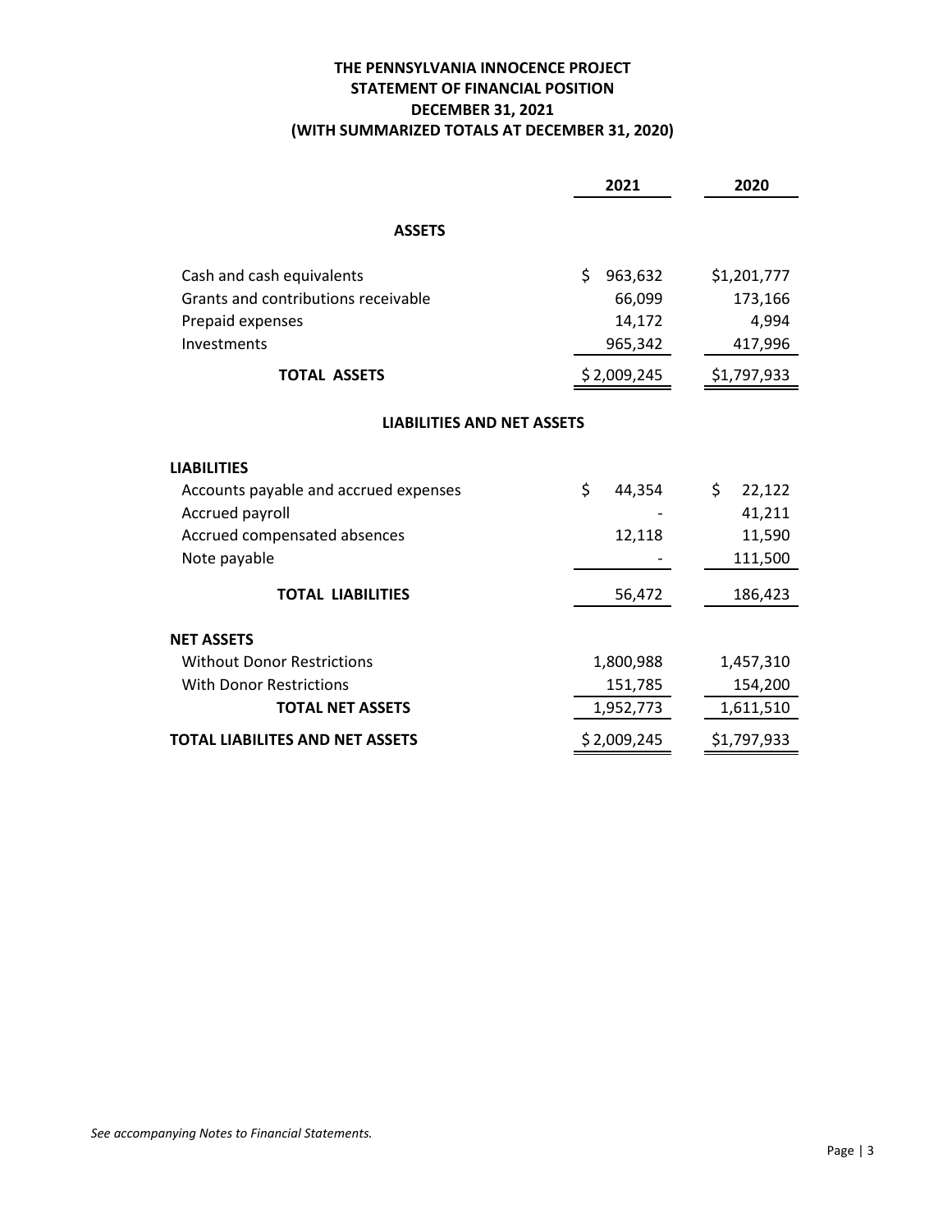# THE PENNSYLVANIA INNOCENCE PROJECT
## STATEMENT OF FINANCIAL POSITION
## DECEMBER 31, 2021
## (WITH SUMMARIZED TOTALS AT DECEMBER 31, 2020)

| | 2021 | 2020 |
|---|---|---|
| **ASSETS** | | |
| Cash and cash equivalents | $ 963,632 | $1,201,777 |
| Grants and contributions receivable | 66,099 | 173,166 |
| Prepaid expenses | 14,172 | 4,994 |
| Investments | 965,342 | 417,996 |
| **TOTAL ASSETS** | $ 2,009,245 | $1,797,933 |
| **LIABILITIES AND NET ASSETS** | | |
| **LIABILITIES** | | |
| Accounts payable and accrued expenses | $ 44,354 | $ 22,122 |
| Accrued payroll | - | 41,211 |
| Accrued compensated absences | 12,118 | 11,590 |
| Note payable | - | 111,500 |
| **TOTAL LIABILITIES** | 56,472 | 186,423 |
| **NET ASSETS** | | |
| Without Donor Restrictions | 1,800,988 | 1,457,310 |
| With Donor Restrictions | 151,785 | 154,200 |
| **TOTAL NET ASSETS** | 1,952,773 | 1,611,510 |
| **TOTAL LIABILITES AND NET ASSETS** | $ 2,009,245 | $1,797,933 |

*See accompanying Notes to Financial Statements.*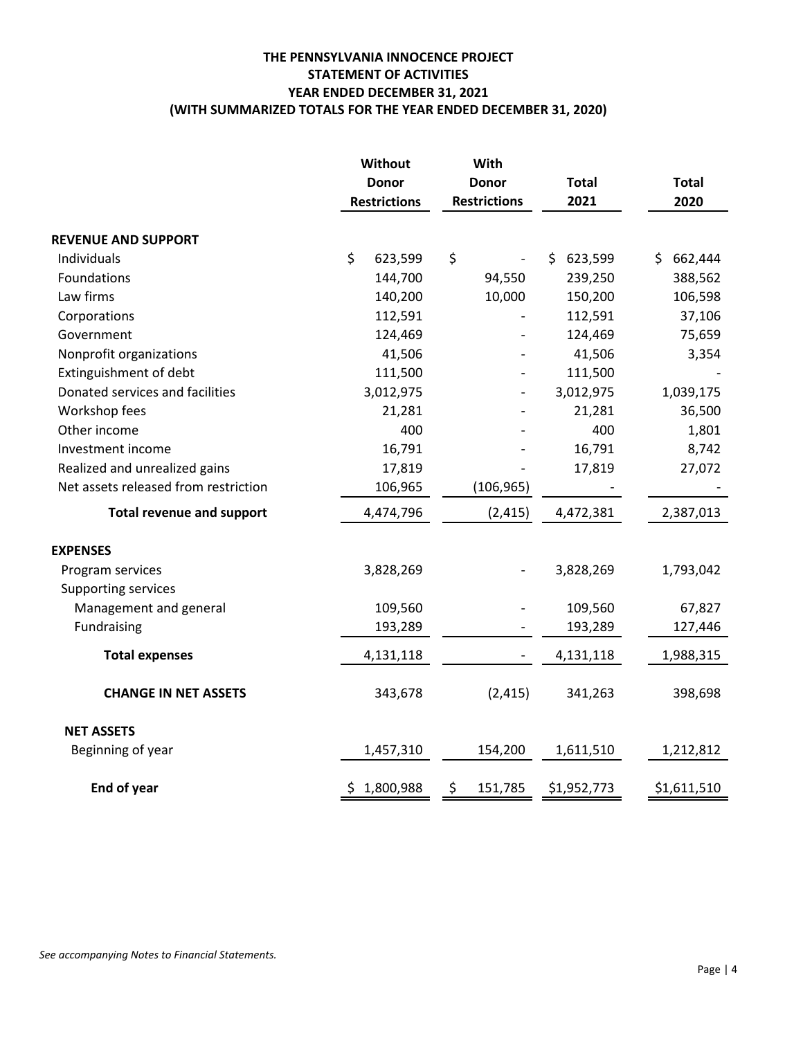# THE PENNSYLVANIA INNOCENCE PROJECT
## STATEMENT OF ACTIVITIES
### YEAR ENDED DECEMBER 31, 2021
### (WITH SUMMARIZED TOTALS FOR THE YEAR ENDED DECEMBER 31, 2020)

| | Without Donor Restrictions | With Donor Restrictions | Total 2021 | Total 2020 |
|---|---|---|---|---|
| **REVENUE AND SUPPORT** | | | | |
| Individuals | $ 623,599 | $ - | $ 623,599 | $ 662,444 |
| Foundations | 144,700 | 94,550 | 239,250 | 388,562 |
| Law firms | 140,200 | 10,000 | 150,200 | 106,598 |
| Corporations | 112,591 | - | 112,591 | 37,106 |
| Government | 124,469 | - | 124,469 | 75,659 |
| Nonprofit organizations | 41,506 | - | 41,506 | 3,354 |
| Extinguishment of debt | 111,500 | - | 111,500 | - |
| Donated services and facilities | 3,012,975 | - | 3,012,975 | 1,039,175 |
| Workshop fees | 21,281 | - | 21,281 | 36,500 |
| Other income | 400 | - | 400 | 1,801 |
| Investment income | 16,791 | - | 16,791 | 8,742 |
| Realized and unrealized gains | 17,819 | - | 17,819 | 27,072 |
| Net assets released from restriction | 106,965 | (106,965) | - | - |
| **Total revenue and support** | 4,474,796 | (2,415) | 4,472,381 | 2,387,013 |
| **EXPENSES** | | | | |
| Program services | 3,828,269 | - | 3,828,269 | 1,793,042 |
| Supporting services | | | | |
| Management and general | 109,560 | - | 109,560 | 67,827 |
| Fundraising | 193,289 | - | 193,289 | 127,446 |
| **Total expenses** | 4,131,118 | - | 4,131,118 | 1,988,315 |
| **CHANGE IN NET ASSETS** | 343,678 | (2,415) | 341,263 | 398,698 |
| **NET ASSETS** | | | | |
| Beginning of year | 1,457,310 | 154,200 | 1,611,510 | 1,212,812 |
| **End of year** | $ 1,800,988 | $ 151,785 | $1,952,773 | $1,611,510 |

*See accompanying Notes to Financial Statements.*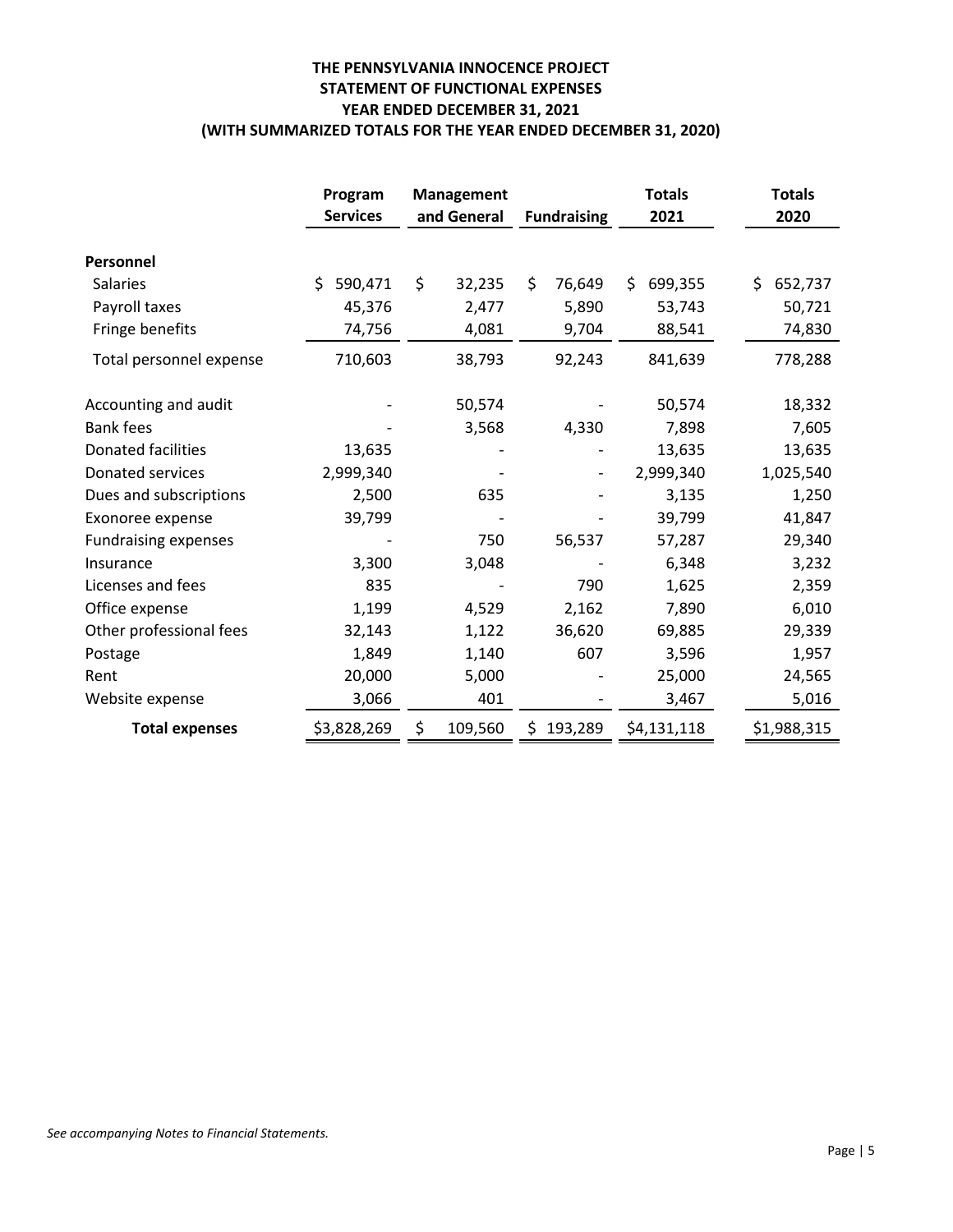**THE PENNSYLVANIA INNOCENCE PROJECT**
**STATEMENT OF FUNCTIONAL EXPENSES**
**YEAR ENDED DECEMBER 31, 2021**
**(WITH SUMMARIZED TOTALS FOR THE YEAR ENDED DECEMBER 31, 2020)**

| | Program Services | Management and General | Fundraising | Totals 2021 | Totals 2020 |
|---|---|---|---|---|---|
| **Personnel** | | | | | |
| Salaries | $ 590,471 | $ 32,235 | $ 76,649 | $ 699,355 | $ 652,737 |
| Payroll taxes | 45,376 | 2,477 | 5,890 | 53,743 | 50,721 |
| Fringe benefits | 74,756 | 4,081 | 9,704 | 88,541 | 74,830 |
| Total personnel expense | 710,603 | 38,793 | 92,243 | 841,639 | 778,288 |
| Accounting and audit | - | 50,574 | - | 50,574 | 18,332 |
| Bank fees | - | 3,568 | 4,330 | 7,898 | 7,605 |
| Donated facilities | 13,635 | - | - | 13,635 | 13,635 |
| Donated services | 2,999,340 | - | - | 2,999,340 | 1,025,540 |
| Dues and subscriptions | 2,500 | 635 | - | 3,135 | 1,250 |
| Exonoree expense | 39,799 | - | - | 39,799 | 41,847 |
| Fundraising expenses | - | 750 | 56,537 | 57,287 | 29,340 |
| Insurance | 3,300 | 3,048 | - | 6,348 | 3,232 |
| Licenses and fees | 835 | - | 790 | 1,625 | 2,359 |
| Office expense | 1,199 | 4,529 | 2,162 | 7,890 | 6,010 |
| Other professional fees | 32,143 | 1,122 | 36,620 | 69,885 | 29,339 |
| Postage | 1,849 | 1,140 | 607 | 3,596 | 1,957 |
| Rent | 20,000 | 5,000 | - | 25,000 | 24,565 |
| Website expense | 3,066 | 401 | - | 3,467 | 5,016 |
| **Total expenses** | $3,828,269 | $ 109,560 | $ 193,289 | $4,131,118 | $1,988,315 |

*See accompanying Notes to Financial Statements.*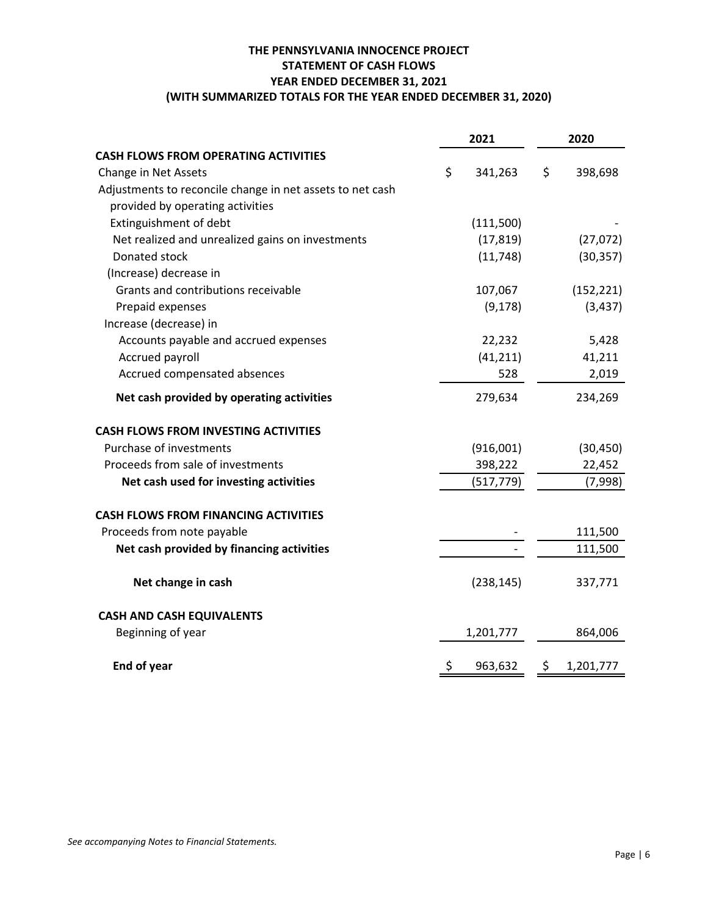# THE PENNSYLVANIA INNOCENCE PROJECT
## STATEMENT OF CASH FLOWS
## YEAR ENDED DECEMBER 31, 2021
## (WITH SUMMARIZED TOTALS FOR THE YEAR ENDED DECEMBER 31, 2020)

| | 2021 | 2020 |
|---|---|---|
| **CASH FLOWS FROM OPERATING ACTIVITIES** | | |
| Change in Net Assets | $ 341,263 | $ 398,698 |
| Adjustments to reconcile change in net assets to net cash provided by operating activities | | |
| Extinguishment of debt | (111,500) | - |
| Net realized and unrealized gains on investments | (17,819) | (27,072) |
| Donated stock | (11,748) | (30,357) |
| (Increase) decrease in | | |
| Grants and contributions receivable | 107,067 | (152,221) |
| Prepaid expenses | (9,178) | (3,437) |
| Increase (decrease) in | | |
| Accounts payable and accrued expenses | 22,232 | 5,428 |
| Accrued payroll | (41,211) | 41,211 |
| Accrued compensated absences | 528 | 2,019 |
| **Net cash provided by operating activities** | 279,634 | 234,269 |
| **CASH FLOWS FROM INVESTING ACTIVITIES** | | |
| Purchase of investments | (916,001) | (30,450) |
| Proceeds from sale of investments | 398,222 | 22,452 |
| **Net cash used for investing activities** | (517,779) | (7,998) |
| **CASH FLOWS FROM FINANCING ACTIVITIES** | | |
| Proceeds from note payable | - | 111,500 |
| **Net cash provided by financing activities** | - | 111,500 |
| **Net change in cash** | (238,145) | 337,771 |
| **CASH AND CASH EQUIVALENTS** | | |
| Beginning of year | 1,201,777 | 864,006 |
| **End of year** | $ 963,632 | $ 1,201,777 |

*See accompanying Notes to Financial Statements.*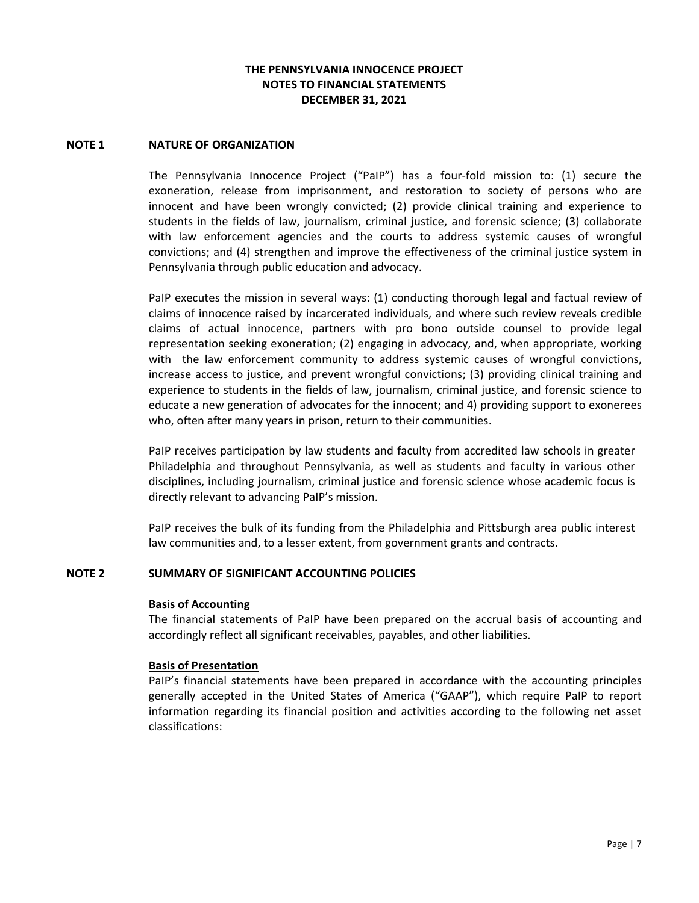**THE PENNSYLVANIA INNOCENCE PROJECT**
**NOTES TO FINANCIAL STATEMENTS**
**DECEMBER 31, 2021**

## NOTE 1 NATURE OF ORGANIZATION

The Pennsylvania Innocence Project ("PaIP") has a four-fold mission to: (1) secure the exoneration, release from imprisonment, and restoration to society of persons who are innocent and have been wrongly convicted; (2) provide clinical training and experience to students in the fields of law, journalism, criminal justice, and forensic science; (3) collaborate with law enforcement agencies and the courts to address systemic causes of wrongful convictions; and (4) strengthen and improve the effectiveness of the criminal justice system in Pennsylvania through public education and advocacy.

PaIP executes the mission in several ways: (1) conducting thorough legal and factual review of claims of innocence raised by incarcerated individuals, and where such review reveals credible claims of actual innocence, partners with pro bono outside counsel to provide legal representation seeking exoneration; (2) engaging in advocacy, and, when appropriate, working with the law enforcement community to address systemic causes of wrongful convictions, increase access to justice, and prevent wrongful convictions; (3) providing clinical training and experience to students in the fields of law, journalism, criminal justice, and forensic science to educate a new generation of advocates for the innocent; and 4) providing support to exonerees who, often after many years in prison, return to their communities.

PaIP receives participation by law students and faculty from accredited law schools in greater Philadelphia and throughout Pennsylvania, as well as students and faculty in various other disciplines, including journalism, criminal justice and forensic science whose academic focus is directly relevant to advancing PaIP's mission.

PaIP receives the bulk of its funding from the Philadelphia and Pittsburgh area public interest law communities and, to a lesser extent, from government grants and contracts.

## NOTE 2 SUMMARY OF SIGNIFICANT ACCOUNTING POLICIES

**Basis of Accounting**

The financial statements of PaIP have been prepared on the accrual basis of accounting and accordingly reflect all significant receivables, payables, and other liabilities.

**Basis of Presentation**

PaIP's financial statements have been prepared in accordance with the accounting principles generally accepted in the United States of America ("GAAP"), which require PaIP to report information regarding its financial position and activities according to the following net asset classifications: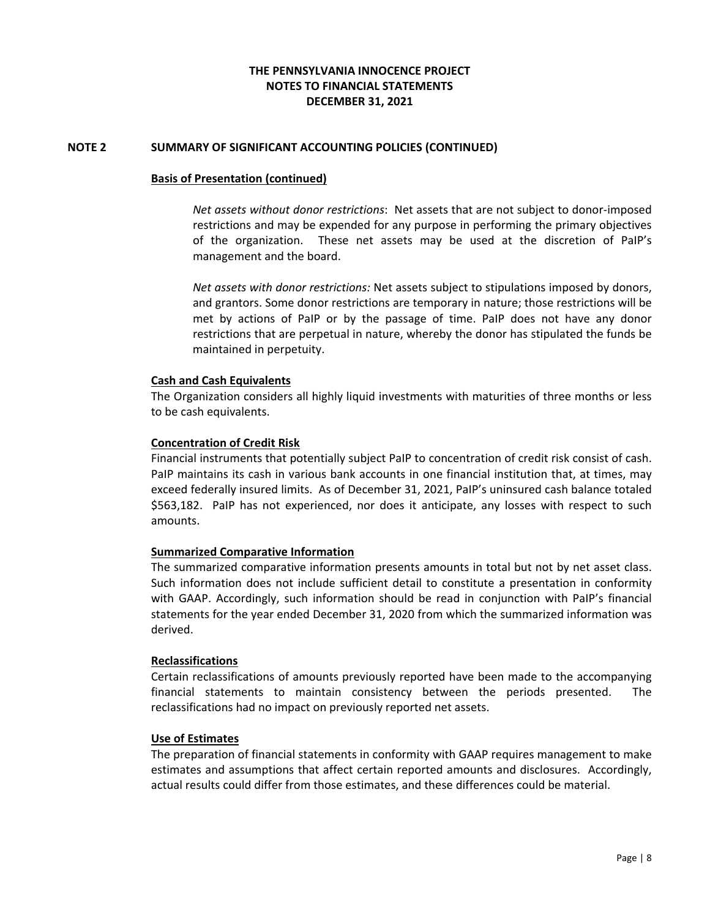**THE PENNSYLVANIA INNOCENCE PROJECT**
**NOTES TO FINANCIAL STATEMENTS**
**DECEMBER 31, 2021**

## NOTE 2 SUMMARY OF SIGNIFICANT ACCOUNTING POLICIES (CONTINUED)

### Basis of Presentation (continued)

*Net assets without donor restrictions*: Net assets that are not subject to donor-imposed restrictions and may be expended for any purpose in performing the primary objectives of the organization. These net assets may be used at the discretion of PaIP's management and the board.

*Net assets with donor restrictions:* Net assets subject to stipulations imposed by donors, and grantors. Some donor restrictions are temporary in nature; those restrictions will be met by actions of PaIP or by the passage of time. PaIP does not have any donor restrictions that are perpetual in nature, whereby the donor has stipulated the funds be maintained in perpetuity.

### Cash and Cash Equivalents

The Organization considers all highly liquid investments with maturities of three months or less to be cash equivalents.

### Concentration of Credit Risk

Financial instruments that potentially subject PaIP to concentration of credit risk consist of cash. PaIP maintains its cash in various bank accounts in one financial institution that, at times, may exceed federally insured limits. As of December 31, 2021, PaIP's uninsured cash balance totaled $563,182. PaIP has not experienced, nor does it anticipate, any losses with respect to such amounts.

### Summarized Comparative Information

The summarized comparative information presents amounts in total but not by net asset class. Such information does not include sufficient detail to constitute a presentation in conformity with GAAP. Accordingly, such information should be read in conjunction with PaIP's financial statements for the year ended December 31, 2020 from which the summarized information was derived.

### Reclassifications

Certain reclassifications of amounts previously reported have been made to the accompanying financial statements to maintain consistency between the periods presented. The reclassifications had no impact on previously reported net assets.

### Use of Estimates

The preparation of financial statements in conformity with GAAP requires management to make estimates and assumptions that affect certain reported amounts and disclosures. Accordingly, actual results could differ from those estimates, and these differences could be material.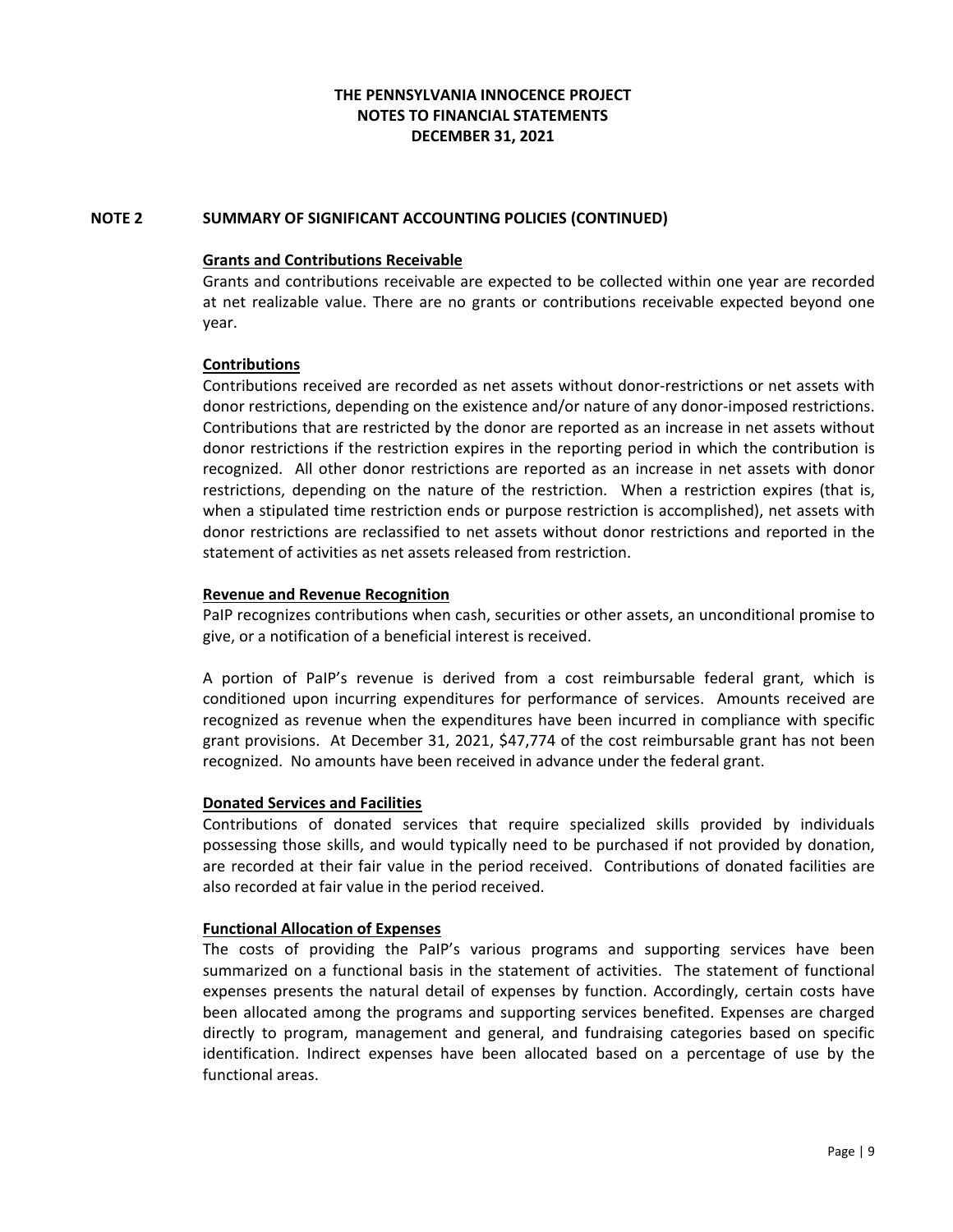# THE PENNSYLVANIA INNOCENCE PROJECT
## NOTES TO FINANCIAL STATEMENTS
## DECEMBER 31, 2021

## NOTE 2 SUMMARY OF SIGNIFICANT ACCOUNTING POLICIES (CONTINUED)

### Grants and Contributions Receivable

Grants and contributions receivable are expected to be collected within one year are recorded at net realizable value. There are no grants or contributions receivable expected beyond one year.

### Contributions

Contributions received are recorded as net assets without donor-restrictions or net assets with donor restrictions, depending on the existence and/or nature of any donor-imposed restrictions. Contributions that are restricted by the donor are reported as an increase in net assets without donor restrictions if the restriction expires in the reporting period in which the contribution is recognized. All other donor restrictions are reported as an increase in net assets with donor restrictions, depending on the nature of the restriction. When a restriction expires (that is, when a stipulated time restriction ends or purpose restriction is accomplished), net assets with donor restrictions are reclassified to net assets without donor restrictions and reported in the statement of activities as net assets released from restriction.

### Revenue and Revenue Recognition

PaIP recognizes contributions when cash, securities or other assets, an unconditional promise to give, or a notification of a beneficial interest is received.

A portion of PaIP's revenue is derived from a cost reimbursable federal grant, which is conditioned upon incurring expenditures for performance of services. Amounts received are recognized as revenue when the expenditures have been incurred in compliance with specific grant provisions. At December 31, 2021, $47,774 of the cost reimbursable grant has not been recognized. No amounts have been received in advance under the federal grant.

### Donated Services and Facilities

Contributions of donated services that require specialized skills provided by individuals possessing those skills, and would typically need to be purchased if not provided by donation, are recorded at their fair value in the period received. Contributions of donated facilities are also recorded at fair value in the period received.

### Functional Allocation of Expenses

The costs of providing the PaIP's various programs and supporting services have been summarized on a functional basis in the statement of activities. The statement of functional expenses presents the natural detail of expenses by function. Accordingly, certain costs have been allocated among the programs and supporting services benefited. Expenses are charged directly to program, management and general, and fundraising categories based on specific identification. Indirect expenses have been allocated based on a percentage of use by the functional areas.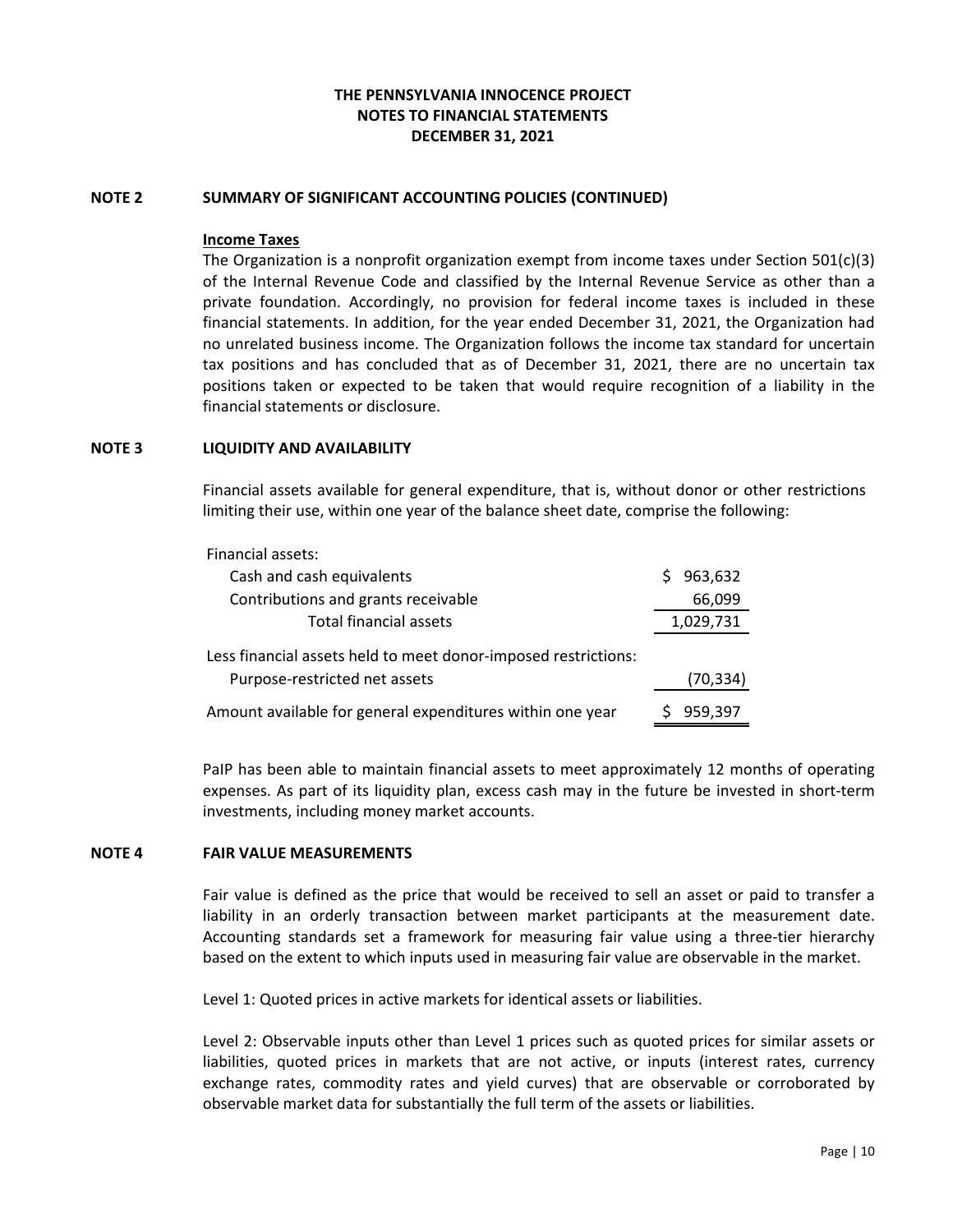**THE PENNSYLVANIA INNOCENCE PROJECT**
**NOTES TO FINANCIAL STATEMENTS**
**DECEMBER 31, 2021**

## NOTE 2 SUMMARY OF SIGNIFICANT ACCOUNTING POLICIES (CONTINUED)

**Income Taxes**

The Organization is a nonprofit organization exempt from income taxes under Section 501(c)(3) of the Internal Revenue Code and classified by the Internal Revenue Service as other than a private foundation. Accordingly, no provision for federal income taxes is included in these financial statements. In addition, for the year ended December 31, 2021, the Organization had no unrelated business income. The Organization follows the income tax standard for uncertain tax positions and has concluded that as of December 31, 2021, there are no uncertain tax positions taken or expected to be taken that would require recognition of a liability in the financial statements or disclosure.

## NOTE 3 LIQUIDITY AND AVAILABILITY

Financial assets available for general expenditure, that is, without donor or other restrictions limiting their use, within one year of the balance sheet date, comprise the following:

| | |
|---|---|
| Financial assets: | |
| Cash and cash equivalents | $ 963,632 |
| Contributions and grants receivable | 66,099 |
| Total financial assets | 1,029,731 |
| Less financial assets held to meet donor-imposed restrictions: | |
| Purpose-restricted net assets | (70,334) |
| Amount available for general expenditures within one year | $ 959,397 |

PaIP has been able to maintain financial assets to meet approximately 12 months of operating expenses. As part of its liquidity plan, excess cash may in the future be invested in short-term investments, including money market accounts.

## NOTE 4 FAIR VALUE MEASUREMENTS

Fair value is defined as the price that would be received to sell an asset or paid to transfer a liability in an orderly transaction between market participants at the measurement date. Accounting standards set a framework for measuring fair value using a three-tier hierarchy based on the extent to which inputs used in measuring fair value are observable in the market.

Level 1: Quoted prices in active markets for identical assets or liabilities.

Level 2: Observable inputs other than Level 1 prices such as quoted prices for similar assets or liabilities, quoted prices in markets that are not active, or inputs (interest rates, currency exchange rates, commodity rates and yield curves) that are observable or corroborated by observable market data for substantially the full term of the assets or liabilities.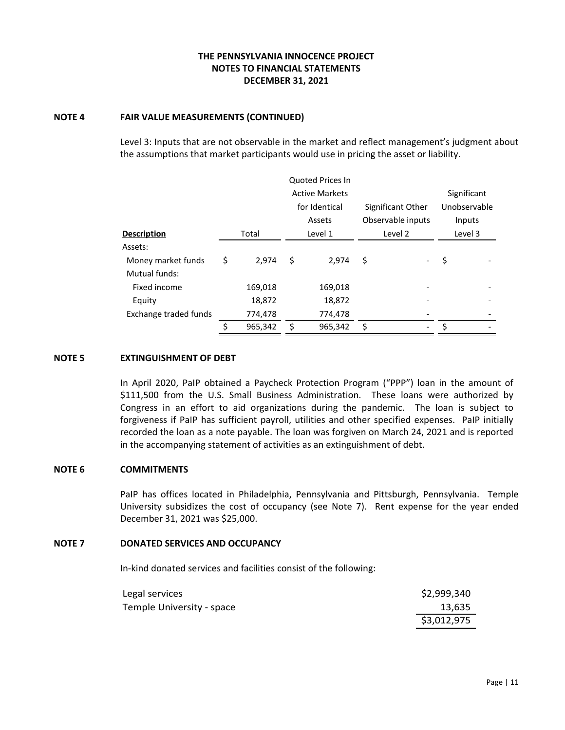# THE PENNSYLVANIA INNOCENCE PROJECT
# NOTES TO FINANCIAL STATEMENTS
# DECEMBER 31, 2021

## NOTE 4 FAIR VALUE MEASUREMENTS (CONTINUED)

Level 3: Inputs that are not observable in the market and reflect management's judgment about the assumptions that market participants would use in pricing the asset or liability.

| Description | Total | Quoted Prices In Active Markets for Identical Assets Level 1 | Significant Other Observable inputs Level 2 | Significant Unobservable Inputs Level 3 |
|---|---|---|---|---|
| Assets: | | | | |
| Money market funds | $ 2,974 | $ 2,974 | $ - | $ - |
| Mutual funds: | | | | |
| Fixed income | 169,018 | 169,018 | - | - |
| Equity | 18,872 | 18,872 | - | - |
| Exchange traded funds | 774,478 | 774,478 | - | - |
| | $ 965,342 | $ 965,342 | $ - | $ - |

## NOTE 5 EXTINGUISHMENT OF DEBT

In April 2020, PaIP obtained a Paycheck Protection Program ("PPP") loan in the amount of $111,500 from the U.S. Small Business Administration. These loans were authorized by Congress in an effort to aid organizations during the pandemic. The loan is subject to forgiveness if PaIP has sufficient payroll, utilities and other specified expenses. PaIP initially recorded the loan as a note payable. The loan was forgiven on March 24, 2021 and is reported in the accompanying statement of activities as an extinguishment of debt.

## NOTE 6 COMMITMENTS

PaIP has offices located in Philadelphia, Pennsylvania and Pittsburgh, Pennsylvania. Temple University subsidizes the cost of occupancy (see Note 7). Rent expense for the year ended December 31, 2021 was $25,000.

## NOTE 7 DONATED SERVICES AND OCCUPANCY

In-kind donated services and facilities consist of the following:

| | |
|---|---|
| Legal services | $2,999,340 |
| Temple University - space | 13,635 |
| | $3,012,975 |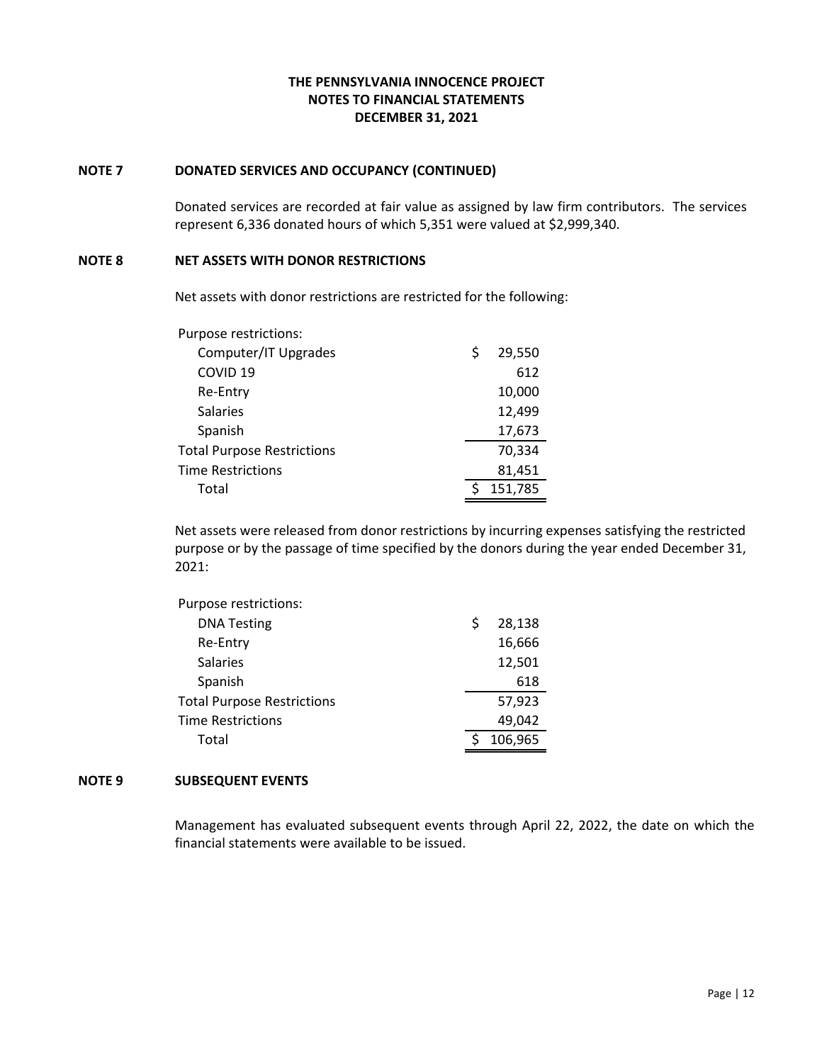**THE PENNSYLVANIA INNOCENCE PROJECT**
**NOTES TO FINANCIAL STATEMENTS**
**DECEMBER 31, 2021**

## NOTE 7 DONATED SERVICES AND OCCUPANCY (CONTINUED)

Donated services are recorded at fair value as assigned by law firm contributors. The services represent 6,336 donated hours of which 5,351 were valued at \$2,999,340.

## NOTE 8 NET ASSETS WITH DONOR RESTRICTIONS

Net assets with donor restrictions are restricted for the following:

| | |
|---|---|
| Purpose restrictions: | |
| Computer/IT Upgrades | \$ 29,550 |
| COVID 19 | 612 |
| Re-Entry | 10,000 |
| Salaries | 12,499 |
| Spanish | 17,673 |
| Total Purpose Restrictions | 70,334 |
| Time Restrictions | 81,451 |
| Total | \$ 151,785 |

Net assets were released from donor restrictions by incurring expenses satisfying the restricted purpose or by the passage of time specified by the donors during the year ended December 31, 2021:

| | |
|---|---|
| Purpose restrictions: | |
| DNA Testing | \$ 28,138 |
| Re-Entry | 16,666 |
| Salaries | 12,501 |
| Spanish | 618 |
| Total Purpose Restrictions | 57,923 |
| Time Restrictions | 49,042 |
| Total | \$ 106,965 |

## NOTE 9 SUBSEQUENT EVENTS

Management has evaluated subsequent events through April 22, 2022, the date on which the financial statements were available to be issued.